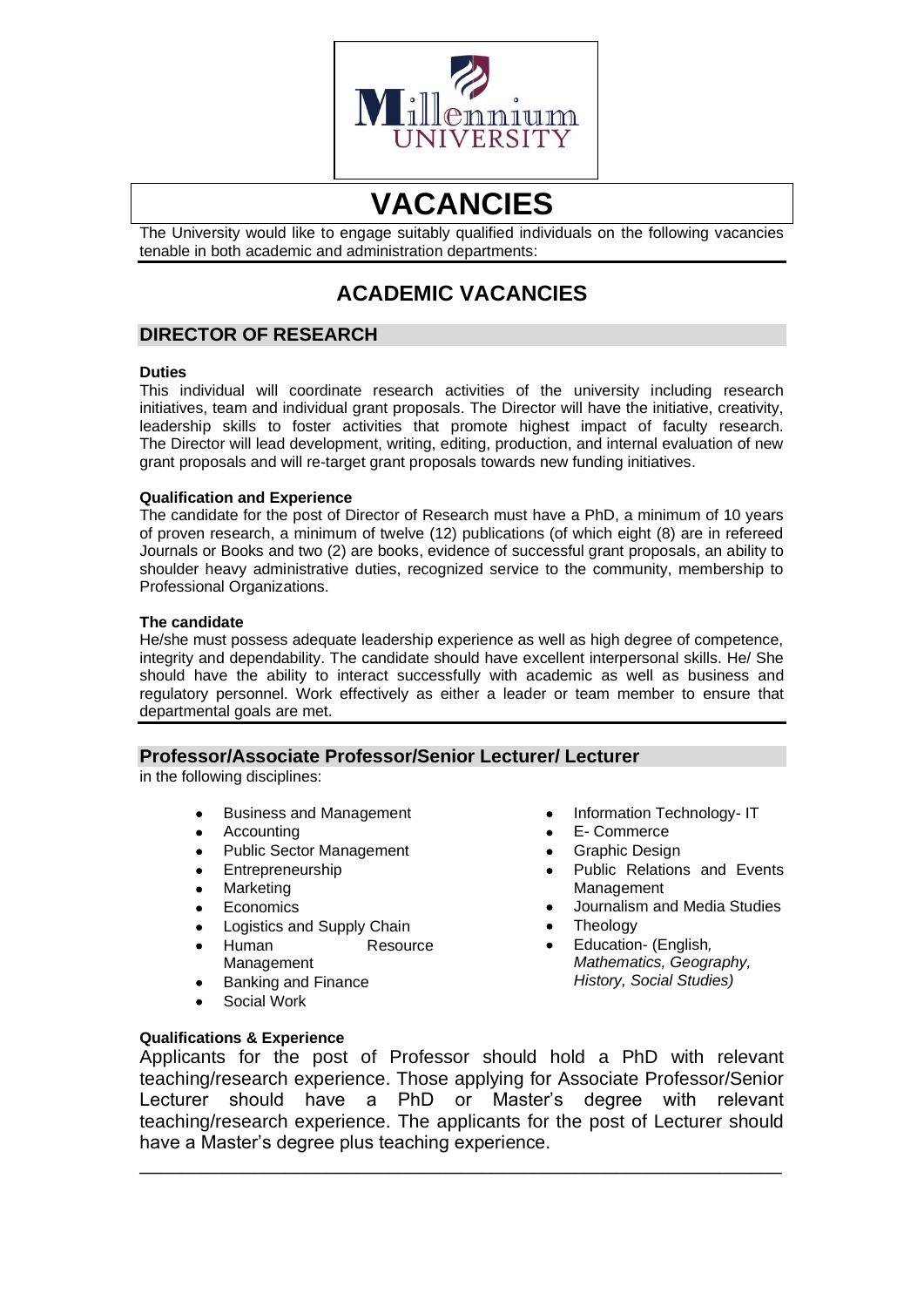Millennium UNIVERSITY

# VACANCIES

The University would like to engage suitably qualified individuals on the following vacancies tenable in both academic and administration departments:

## ACADEMIC VACANCIES

### DIRECTOR OF RESEARCH

**Duties**

This individual will coordinate research activities of the university including research initiatives, team and individual grant proposals. The Director will have the initiative, creativity, leadership skills to foster activities that promote highest impact of faculty research. The Director will lead development, writing, editing, production, and internal evaluation of new grant proposals and will re-target grant proposals towards new funding initiatives.

**Qualification and Experience**

The candidate for the post of Director of Research must have a PhD, a minimum of 10 years of proven research, a minimum of twelve (12) publications (of which eight (8) are in refereed Journals or Books and two (2) are books, evidence of successful grant proposals, an ability to shoulder heavy administrative duties, recognized service to the community, membership to Professional Organizations.

**The candidate**

He/she must possess adequate leadership experience as well as high degree of competence, integrity and dependability. The candidate should have excellent interpersonal skills. He/ She should have the ability to interact successfully with academic as well as business and regulatory personnel. Work effectively as either a leader or team member to ensure that departmental goals are met.

### Professor/Associate Professor/Senior Lecturer/ Lecturer

in the following disciplines:

- Business and Management
- Accounting
- Public Sector Management
- Entrepreneurship
- Marketing
- Economics
- Logistics and Supply Chain
- Human Resource Management
- Banking and Finance
- Social Work
- Information Technology- IT
- E- Commerce
- Graphic Design
- Public Relations and Events Management
- Journalism and Media Studies
- Theology
- Education- (English*, Mathematics, Geography, History, Social Studies)*

**Qualifications & Experience**

Applicants for the post of Professor should hold a PhD with relevant teaching/research experience. Those applying for Associate Professor/Senior Lecturer should have a PhD or Master's degree with relevant teaching/research experience. The applicants for the post of Lecturer should have a Master's degree plus teaching experience.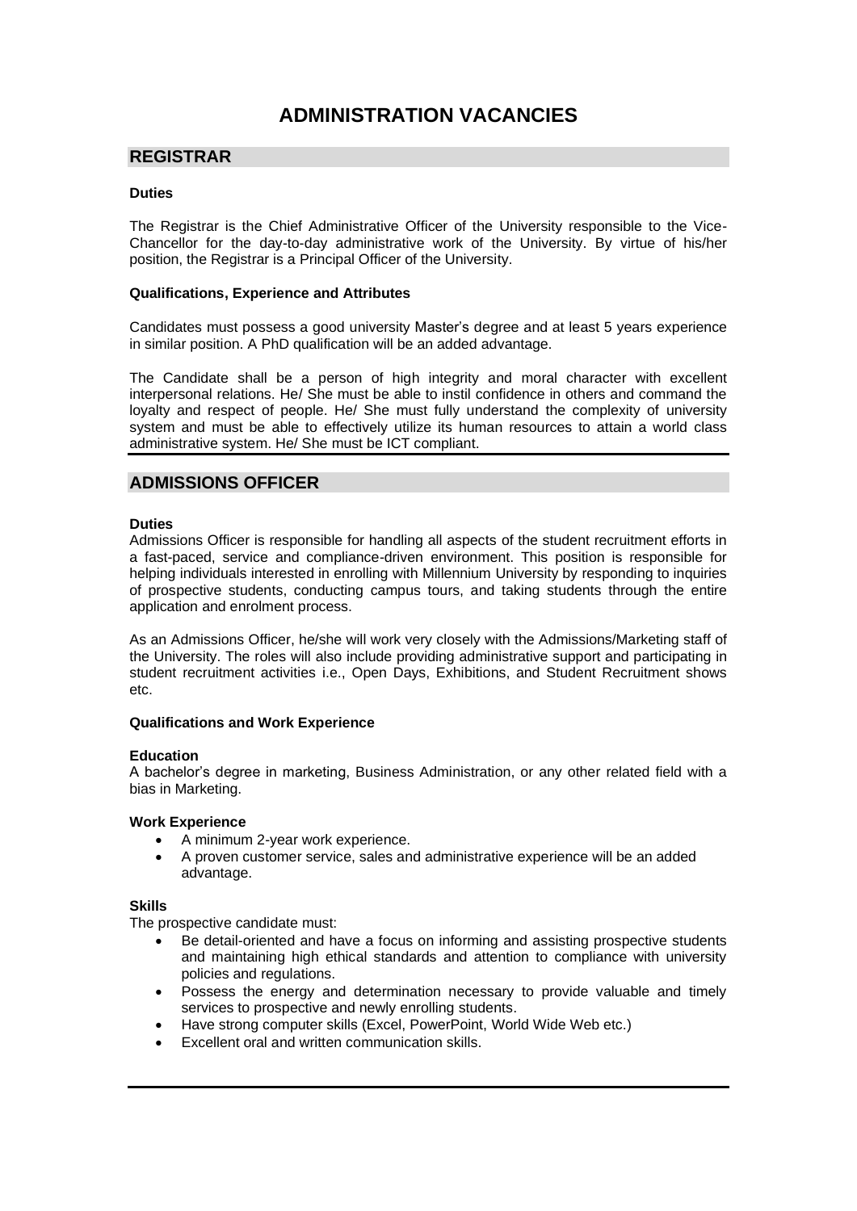# ADMINISTRATION VACANCIES

## REGISTRAR

**Duties**

The Registrar is the Chief Administrative Officer of the University responsible to the Vice-Chancellor for the day-to-day administrative work of the University. By virtue of his/her position, the Registrar is a Principal Officer of the University.

**Qualifications, Experience and Attributes**

Candidates must possess a good university Master's degree and at least 5 years experience in similar position. A PhD qualification will be an added advantage.

The Candidate shall be a person of high integrity and moral character with excellent interpersonal relations. He/ She must be able to instil confidence in others and command the loyalty and respect of people. He/ She must fully understand the complexity of university system and must be able to effectively utilize its human resources to attain a world class administrative system. He/ She must be ICT compliant.

## ADMISSIONS OFFICER

**Duties**

Admissions Officer is responsible for handling all aspects of the student recruitment efforts in a fast-paced, service and compliance-driven environment. This position is responsible for helping individuals interested in enrolling with Millennium University by responding to inquiries of prospective students, conducting campus tours, and taking students through the entire application and enrolment process.

As an Admissions Officer, he/she will work very closely with the Admissions/Marketing staff of the University. The roles will also include providing administrative support and participating in student recruitment activities i.e., Open Days, Exhibitions, and Student Recruitment shows etc.

**Qualifications and Work Experience**

**Education**

A bachelor's degree in marketing, Business Administration, or any other related field with a bias in Marketing.

**Work Experience**

- A minimum 2-year work experience.
- A proven customer service, sales and administrative experience will be an added advantage.

**Skills**

The prospective candidate must:

- Be detail-oriented and have a focus on informing and assisting prospective students and maintaining high ethical standards and attention to compliance with university policies and regulations.
- Possess the energy and determination necessary to provide valuable and timely services to prospective and newly enrolling students.
- Have strong computer skills (Excel, PowerPoint, World Wide Web etc.)
- Excellent oral and written communication skills.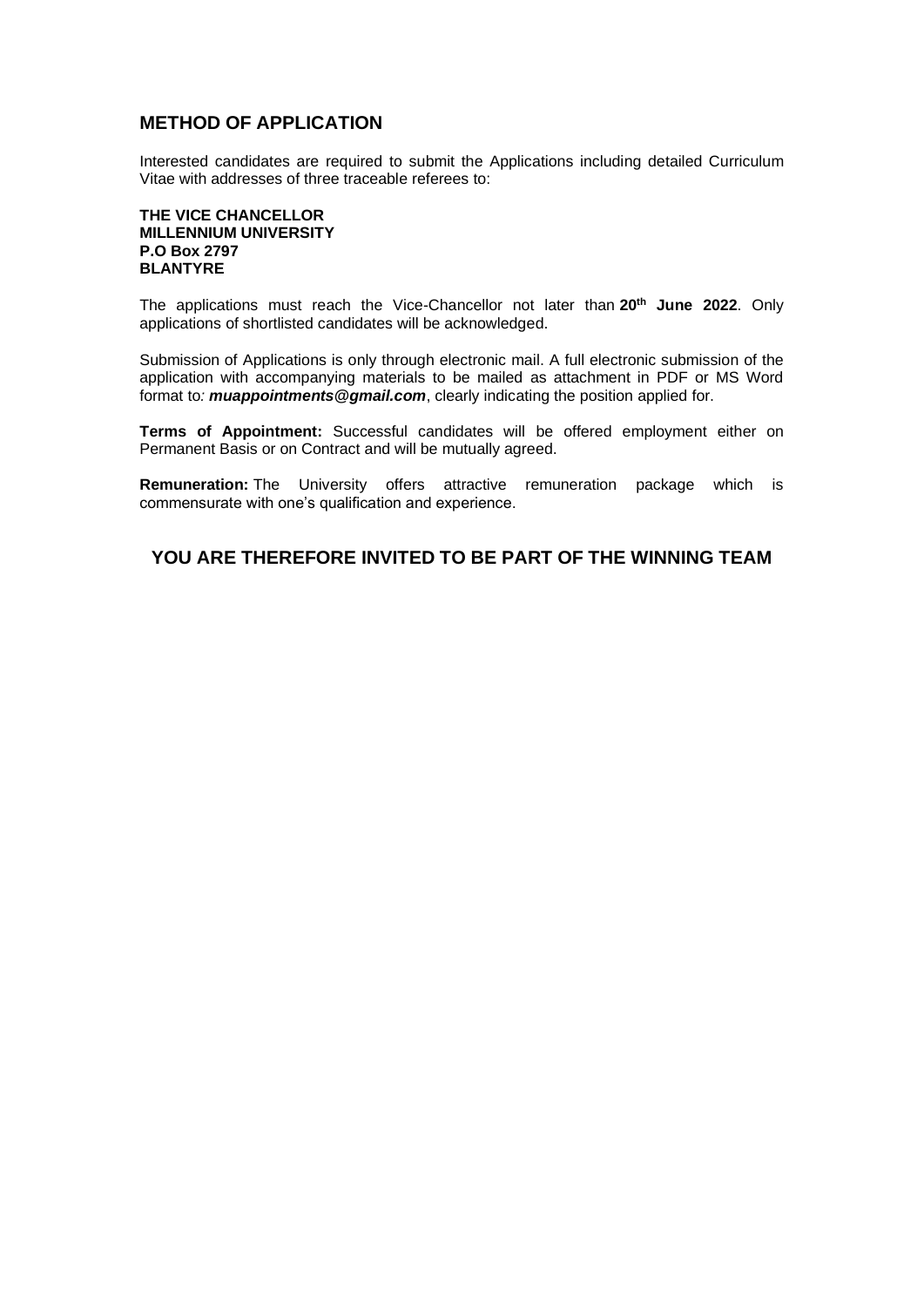## METHOD OF APPLICATION

Interested candidates are required to submit the Applications including detailed Curriculum Vitae with addresses of three traceable referees to:

**THE VICE CHANCELLOR**
**MILLENNIUM UNIVERSITY**
**P.O Box 2797**
**BLANTYRE**

The applications must reach the Vice-Chancellor not later than **20th June 2022**. Only applications of shortlisted candidates will be acknowledged.

Submission of Applications is only through electronic mail. A full electronic submission of the application with accompanying materials to be mailed as attachment in PDF or MS Word format to: ***muappointments@gmail.com***, clearly indicating the position applied for.

**Terms of Appointment:** Successful candidates will be offered employment either on Permanent Basis or on Contract and will be mutually agreed.

**Remuneration:** The University offers attractive remuneration package which is commensurate with one's qualification and experience.

## YOU ARE THEREFORE INVITED TO BE PART OF THE WINNING TEAM